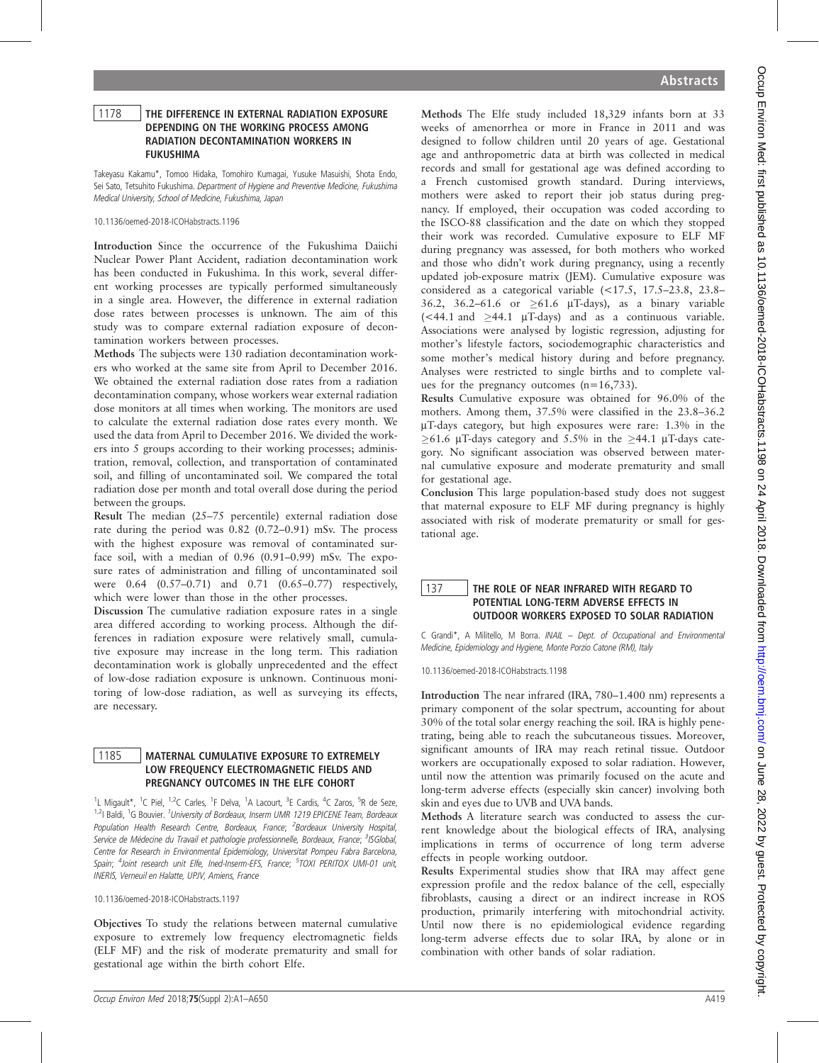## 1178 THE DIFFERENCE IN EXTERNAL RADIATION EXPOSURE DEPENDING ON THE WORKING PROCESS AMONG RADIATION DECONTAMINATION WORKERS IN FUKUSHIMA

Takeyasu Kakamu*, Tomoo Hidaka, Tomohiro Kumagai, Yusuke Masuishi, Shota Endo, Sei Sato, Tetsuhito Fukushima. *Department of Hygiene and Preventive Medicine, Fukushima Medical University, School of Medicine, Fukushima, Japan*

10.1136/oemed-2018-ICOHabstracts.1196

**Introduction** Since the occurrence of the Fukushima Daiichi Nuclear Power Plant Accident, radiation decontamination work has been conducted in Fukushima. In this work, several different working processes are typically performed simultaneously in a single area. However, the difference in external radiation dose rates between processes is unknown. The aim of this study was to compare external radiation exposure of decontamination workers between processes.

**Methods** The subjects were 130 radiation decontamination workers who worked at the same site from April to December 2016. We obtained the external radiation dose rates from a radiation decontamination company, whose workers wear external radiation dose monitors at all times when working. The monitors are used to calculate the external radiation dose rates every month. We used the data from April to December 2016. We divided the workers into 5 groups according to their working processes; administration, removal, collection, and transportation of contaminated soil, and filling of uncontaminated soil. We compared the total radiation dose per month and total overall dose during the period between the groups.

**Result** The median (25–75 percentile) external radiation dose rate during the period was 0.82 (0.72–0.91) mSv. The process with the highest exposure was removal of contaminated surface soil, with a median of 0.96 (0.91–0.99) mSv. The exposure rates of administration and filling of uncontaminated soil were 0.64 (0.57–0.71) and 0.71 (0.65–0.77) respectively, which were lower than those in the other processes.

**Discussion** The cumulative radiation exposure rates in a single area differed according to working process. Although the differences in radiation exposure were relatively small, cumulative exposure may increase in the long term. This radiation decontamination work is globally unprecedented and the effect of low-dose radiation exposure is unknown. Continuous monitoring of low-dose radiation, as well as surveying its effects, are necessary.

## 1185 MATERNAL CUMULATIVE EXPOSURE TO EXTREMELY LOW FREQUENCY ELECTROMAGNETIC FIELDS AND PREGNANCY OUTCOMES IN THE ELFE COHORT

[1]L Migault*, [1]C Piel, [1,2]C Carles, [1]F Delva, [1]A Lacourt, [3]E Cardis, [4]C Zaros, [5]R de Seze, [1,2]I Baldi, [1]G Bouvier. [1]*University of Bordeaux, Inserm UMR 1219 EPICENE Team, Bordeaux Population Health Research Centre, Bordeaux, France;* [2]*Bordeaux University Hospital, Service de Médecine du Travail et pathologie professionnelle, Bordeaux, France;* [3]*ISGlobal, Centre for Research in Environmental Epidemiology, Universitat Pompeu Fabra Barcelona, Spain;* [4]*Joint research unit Elfe, Ined-Inserm-EFS, France;* [5]*TOXI PERITOX UMI-01 unit, INERIS, Verneuil en Halatte, UPJV, Amiens, France*

10.1136/oemed-2018-ICOHabstracts.1197

**Objectives** To study the relations between maternal cumulative exposure to extremely low frequency electromagnetic fields (ELF MF) and the risk of moderate prematurity and small for gestational age within the birth cohort Elfe.

**Methods** The Elfe study included 18,329 infants born at 33 weeks of amenorrhea or more in France in 2011 and was designed to follow children until 20 years of age. Gestational age and anthropometric data at birth was collected in medical records and small for gestational age was defined according to a French customised growth standard. During interviews, mothers were asked to report their job status during pregnancy. If employed, their occupation was coded according to the ISCO-88 classification and the date on which they stopped their work was recorded. Cumulative exposure to ELF MF during pregnancy was assessed, for both mothers who worked and those who didn't work during pregnancy, using a recently updated job-exposure matrix (JEM). Cumulative exposure was considered as a categorical variable (<17.5, 17.5–23.8, 23.8–36.2, 36.2–61.6 or ≥61.6 µT-days), as a binary variable (<44.1 and ≥44.1 µT-days) and as a continuous variable. Associations were analysed by logistic regression, adjusting for mother's lifestyle factors, sociodemographic characteristics and some mother's medical history during and before pregnancy. Analyses were restricted to single births and to complete values for the pregnancy outcomes (n=16,733).

**Results** Cumulative exposure was obtained for 96.0% of the mothers. Among them, 37.5% were classified in the 23.8–36.2 µT-days category, but high exposures were rare: 1.3% in the ≥61.6 µT-days category and 5.5% in the ≥44.1 µT-days category. No significant association was observed between maternal cumulative exposure and moderate prematurity and small for gestational age.

**Conclusion** This large population-based study does not suggest that maternal exposure to ELF MF during pregnancy is highly associated with risk of moderate prematurity or small for gestational age.

## 137 THE ROLE OF NEAR INFRARED WITH REGARD TO POTENTIAL LONG-TERM ADVERSE EFFECTS IN OUTDOOR WORKERS EXPOSED TO SOLAR RADIATION

C Grandi*, A Militello, M Borra. *INAIL – Dept. of Occupational and Environmental Medicine, Epidemiology and Hygiene, Monte Porzio Catone (RM), Italy*

10.1136/oemed-2018-ICOHabstracts.1198

**Introduction** The near infrared (IRA, 780–1.400 nm) represents a primary component of the solar spectrum, accounting for about 30% of the total solar energy reaching the soil. IRA is highly penetrating, being able to reach the subcutaneous tissues. Moreover, significant amounts of IRA may reach retinal tissue. Outdoor workers are occupationally exposed to solar radiation. However, until now the attention was primarily focused on the acute and long-term adverse effects (especially skin cancer) involving both skin and eyes due to UVB and UVA bands.

**Methods** A literature search was conducted to assess the current knowledge about the biological effects of IRA, analysing implications in terms of occurrence of long term adverse effects in people working outdoor.

**Results** Experimental studies show that IRA may affect gene expression profile and the redox balance of the cell, especially fibroblasts, causing a direct or an indirect increase in ROS production, primarily interfering with mitochondrial activity. Until now there is no epidemiological evidence regarding long-term adverse effects due to solar IRA, by alone or in combination with other bands of solar radiation.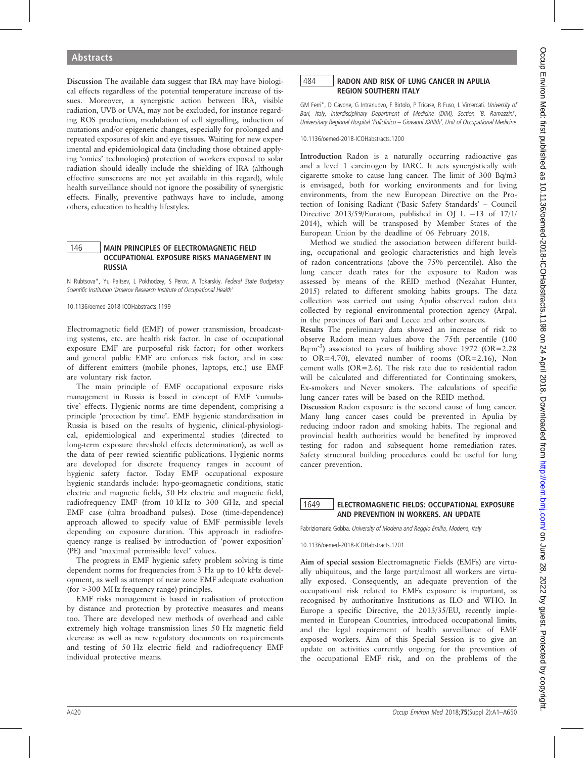**Discussion** The available data suggest that IRA may have biological effects regardless of the potential temperature increase of tissues. Moreover, a synergistic action between IRA, visible radiation, UVB or UVA, may not be excluded, for instance regarding ROS production, modulation of cell signalling, induction of mutations and/or epigenetic changes, especially for prolonged and repeated exposures of skin and eye tissues. Waiting for new experimental and epidemiological data (including those obtained applying 'omics' technologies) protection of workers exposed to solar radiation should ideally include the shielding of IRA (although effective sunscreens are not yet available in this regard), while health surveillance should not ignore the possibility of synergistic effects. Finally, preventive pathways have to include, among others, education to healthy lifestyles.

## 146 MAIN PRINCIPLES OF ELECTROMAGNETIC FIELD OCCUPATIONAL EXPOSURE RISKS MANAGEMENT IN RUSSIA

N Rubtsova*, Yu Paltsev, L Pokhodzey, S Perov, A Tokarskiy. *Federal State Budgetary Scientific Institution 'Izmerov Research Institute of Occupational Health'*

10.1136/oemed-2018-ICOHabstracts.1199

Electromagnetic field (EMF) of power transmission, broadcasting systems, etc. are health risk factor. In case of occupational exposure EMF are purposeful risk factor; for other workers and general public EMF are enforces risk factor, and in case of different emitters (mobile phones, laptops, etc.) use EMF are voluntary risk factor.

The main principle of EMF occupational exposure risks management in Russia is based in concept of EMF 'cumulative' effects. Hygienic norms are time dependent, comprising a principle 'protection by time'. EMF hygienic standardisation in Russia is based on the results of hygienic, clinical-physiological, epidemiological and experimental studies (directed to long-term exposure threshold effects determination), as well as the data of peer rewied scientific publications. Hygienic norms are developed for discrete frequency ranges in account of hygienic safety factor. Today EMF occupational exposure hygienic standards include: hypo-geomagnetic conditions, static electric and magnetic fields, 50 Hz electric and magnetic field, radiofrequency EMF (from 10 kHz to 300 GHz, and special EMF case (ultra broadband pulses). Dose (time-dependence) approach allowed to specify value of EMF permissible levels depending on exposure duration. This approach in radiofrequency range is realised by introduction of 'power exposition' (PE) and 'maximal permissible level' values.

The progress in EMF hygienic safety problem solving is time dependent norms for frequencies from 3 Hz up to 10 kHz development, as well as attempt of near zone EMF adequate evaluation (for >300 MHz frequency range) principles.

EMF risks management is based in realisation of protection by distance and protection by protective measures and means too. There are developed new methods of overhead and cable extremely high voltage transmission lines 50 Hz magnetic field decrease as well as new regulatory documents on requirements and testing of 50 Hz electric field and radiofrequency EMF individual protective means.

## 484 RADON AND RISK OF LUNG CANCER IN APULIA REGION SOUTHERN ITALY

GM Ferri*, D Cavone, G Intranuovo, F Birtolo, P Tricase, R Fuso, L Vimercati. *University of Bari, Italy, Interdisciplinary Department of Medicine (DIM), Section 'B. Ramazzini', Universitary Regional Hospital 'Policlinico – Giovanni XXIIIth', Unit of Occupational Medicine*

10.1136/oemed-2018-ICOHabstracts.1200

**Introduction** Radon is a naturally occurring radioactive gas and a level 1 carcinogen by IARC. It acts synergistically with cigarette smoke to cause lung cancer. The limit of 300 Bq/m3 is envisaged, both for working environments and for living environments, from the new European Directive on the Protection of Ionising Radiant ('Basic Safety Standards' – Council Directive 2013/59/Euratom, published in OJ L –13 of 17/1/2014), which will be transposed by Member States of the European Union by the deadline of 06 February 2018.

Method we studied the association between different building, occupational and geologic characteristics and high levels of radon concentrations (above the 75% percentile). Also the lung cancer death rates for the exposure to Radon was assessed by means of the REID method (Nezahat Hunter, 2015) related to different smoking habits groups. The data collection was carried out using Apulia observed radon data collected by regional environmental protection agency (Arpa), in the provinces of Bari and Lecce and other sources.

**Results** The preliminary data showed an increase of risk to observe Radom mean values above the 75th percentile (100 $Bq \cdot m^{-3}$) associated to years of building above 1972 (OR=2.28 to OR=4.70), elevated number of rooms (OR=2.16), Non cement walls (OR=2.6). The risk rate due to residential radon will be calculated and differentiated for Continuing smokers, Ex-smokers and Never smokers. The calculations of specific lung cancer rates will be based on the REID method.

**Discussion** Radon exposure is the second cause of lung cancer. Many lung cancer cases could be prevented in Apulia by reducing indoor radon and smoking habits. The regional and provincial health authorities would be benefited by improved testing for radon and subsequent home remediation rates. Safety structural building procedures could be useful for lung cancer prevention.

## 1649 ELECTROMAGNETIC FIELDS: OCCUPATIONAL EXPOSURE AND PREVENTION IN WORKERS. AN UPDATE

Fabriziomaria Gobba. *University of Modena and Reggio Emilia, Modena, Italy*

10.1136/oemed-2018-ICOHabstracts.1201

**Aim of special session** Electromagnetic Fields (EMFs) are virtually ubiquitous, and the large part/almost all workers are virtually exposed. Consequently, an adequate prevention of the occupational risk related to EMFs exposure is important, as recognised by authoritative Institutions as ILO and WHO. In Europe a specific Directive, the 2013/35/EU, recently implemented in European Countries, introduced occupational limits, and the legal requirement of health surveillance of EMF exposed workers. Aim of this Special Session is to give an update on activities currently ongoing for the prevention of the occupational EMF risk, and on the problems of the